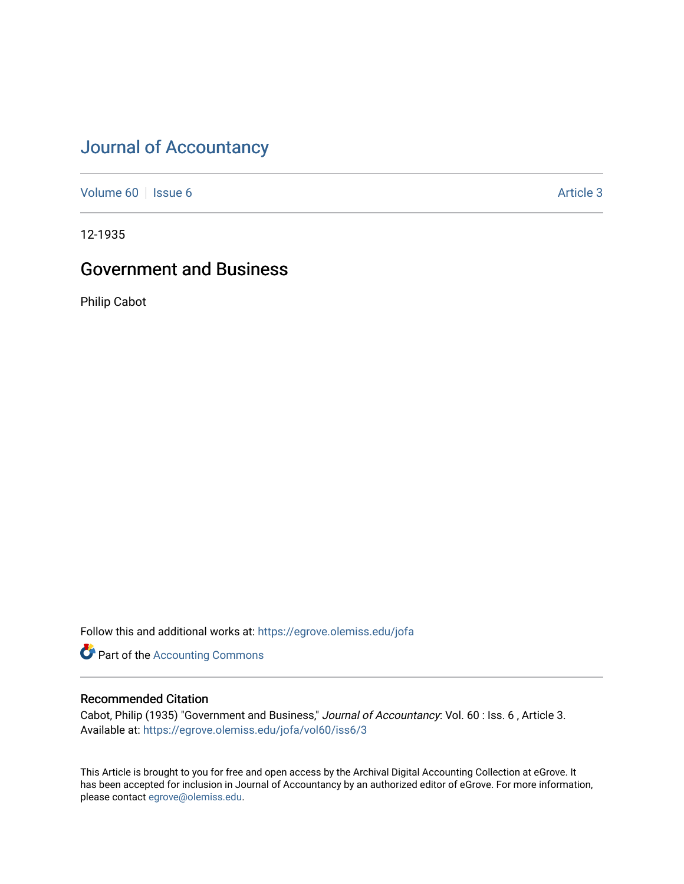# Journal of Accountancy

Volume 60 | Issue 6 | Article 3

12-1935

## Government and Business

Philip Cabot

Follow this and additional works at: https://egrove.olemiss.edu/jofa

Part of the Accounting Commons

### Recommended Citation

Cabot, Philip (1935) "Government and Business," *Journal of Accountancy*: Vol. 60 : Iss. 6 , Article 3.
Available at: https://egrove.olemiss.edu/jofa/vol60/iss6/3

This Article is brought to you for free and open access by the Archival Digital Accounting Collection at eGrove. It has been accepted for inclusion in Journal of Accountancy by an authorized editor of eGrove. For more information, please contact egrove@olemiss.edu.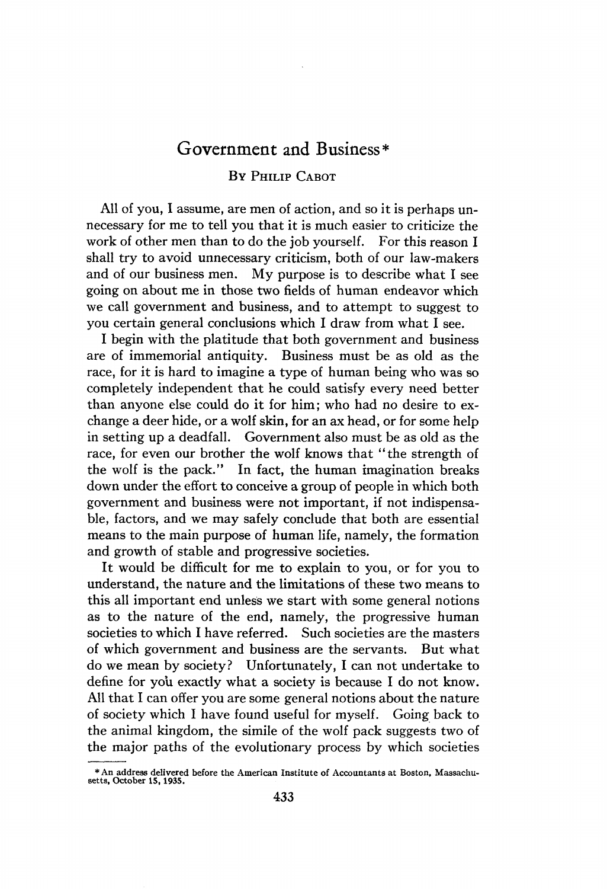# Government and Business*

BY PHILIP CABOT

All of you, I assume, are men of action, and so it is perhaps unnecessary for me to tell you that it is much easier to criticize the work of other men than to do the job yourself. For this reason I shall try to avoid unnecessary criticism, both of our law-makers and of our business men. My purpose is to describe what I see going on about me in those two fields of human endeavor which we call government and business, and to attempt to suggest to you certain general conclusions which I draw from what I see.

I begin with the platitude that both government and business are of immemorial antiquity. Business must be as old as the race, for it is hard to imagine a type of human being who was so completely independent that he could satisfy every need better than anyone else could do it for him; who had no desire to exchange a deer hide, or a wolf skin, for an ax head, or for some help in setting up a deadfall. Government also must be as old as the race, for even our brother the wolf knows that "the strength of the wolf is the pack." In fact, the human imagination breaks down under the effort to conceive a group of people in which both government and business were not important, if not indispensable, factors, and we may safely conclude that both are essential means to the main purpose of human life, namely, the formation and growth of stable and progressive societies.

It would be difficult for me to explain to you, or for you to understand, the nature and the limitations of these two means to this all important end unless we start with some general notions as to the nature of the end, namely, the progressive human societies to which I have referred. Such societies are the masters of which government and business are the servants. But what do we mean by society? Unfortunately, I can not undertake to define for you exactly what a society is because I do not know. All that I can offer you are some general notions about the nature of society which I have found useful for myself. Going back to the animal kingdom, the simile of the wolf pack suggests two of the major paths of the evolutionary process by which societies

---

*An address delivered before the American Institute of Accountants at Boston, Massachusetts, October 15, 1935.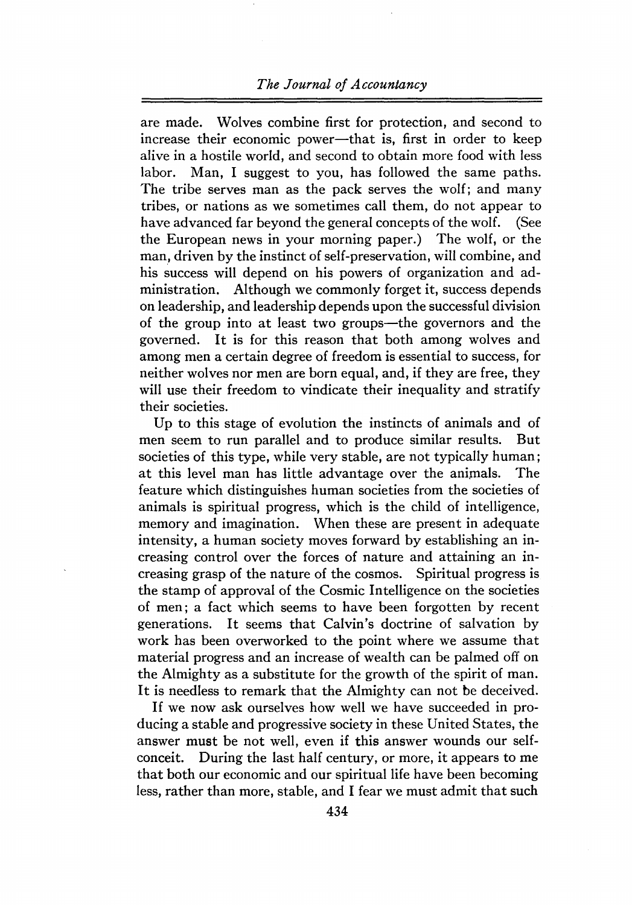are made. Wolves combine first for protection, and second to increase their economic power—that is, first in order to keep alive in a hostile world, and second to obtain more food with less labor. Man, I suggest to you, has followed the same paths. The tribe serves man as the pack serves the wolf; and many tribes, or nations as we sometimes call them, do not appear to have advanced far beyond the general concepts of the wolf. (See the European news in your morning paper.) The wolf, or the man, driven by the instinct of self-preservation, will combine, and his success will depend on his powers of organization and administration. Although we commonly forget it, success depends on leadership, and leadership depends upon the successful division of the group into at least two groups—the governors and the governed. It is for this reason that both among wolves and among men a certain degree of freedom is essential to success, for neither wolves nor men are born equal, and, if they are free, they will use their freedom to vindicate their inequality and stratify their societies.

Up to this stage of evolution the instincts of animals and of men seem to run parallel and to produce similar results. But societies of this type, while very stable, are not typically human; at this level man has little advantage over the animals. The feature which distinguishes human societies from the societies of animals is spiritual progress, which is the child of intelligence, memory and imagination. When these are present in adequate intensity, a human society moves forward by establishing an increasing control over the forces of nature and attaining an increasing grasp of the nature of the cosmos. Spiritual progress is the stamp of approval of the Cosmic Intelligence on the societies of men; a fact which seems to have been forgotten by recent generations. It seems that Calvin's doctrine of salvation by work has been overworked to the point where we assume that material progress and an increase of wealth can be palmed off on the Almighty as a substitute for the growth of the spirit of man. It is needless to remark that the Almighty can not be deceived.

If we now ask ourselves how well we have succeeded in producing a stable and progressive society in these United States, the answer must be not well, even if this answer wounds our self-conceit. During the last half century, or more, it appears to me that both our economic and our spiritual life have been becoming less, rather than more, stable, and I fear we must admit that such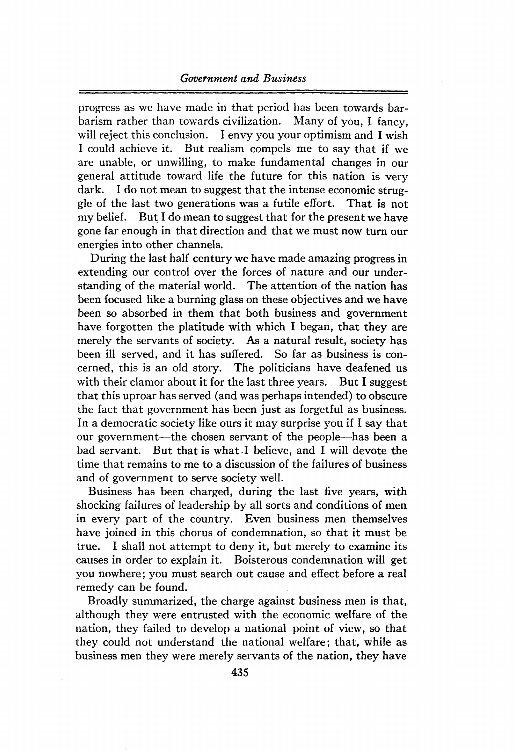progress as we have made in that period has been towards barbarism rather than towards civilization. Many of you, I fancy, will reject this conclusion. I envy you your optimism and I wish I could achieve it. But realism compels me to say that if we are unable, or unwilling, to make fundamental changes in our general attitude toward life the future for this nation is very dark. I do not mean to suggest that the intense economic struggle of the last two generations was a futile effort. That is not my belief. But I do mean to suggest that for the present we have gone far enough in that direction and that we must now turn our energies into other channels.

During the last half century we have made amazing progress in extending our control over the forces of nature and our understanding of the material world. The attention of the nation has been focused like a burning glass on these objectives and we have been so absorbed in them that both business and government have forgotten the platitude with which I began, that they are merely the servants of society. As a natural result, society has been ill served, and it has suffered. So far as business is concerned, this is an old story. The politicians have deafened us with their clamor about it for the last three years. But I suggest that this uproar has served (and was perhaps intended) to obscure the fact that government has been just as forgetful as business. In a democratic society like ours it may surprise you if I say that our government—the chosen servant of the people—has been a bad servant. But that is what I believe, and I will devote the time that remains to me to a discussion of the failures of business and of government to serve society well.

Business has been charged, during the last five years, with shocking failures of leadership by all sorts and conditions of men in every part of the country. Even business men themselves have joined in this chorus of condemnation, so that it must be true. I shall not attempt to deny it, but merely to examine its causes in order to explain it. Boisterous condemnation will get you nowhere; you must search out cause and effect before a real remedy can be found.

Broadly summarized, the charge against business men is that, although they were entrusted with the economic welfare of the nation, they failed to develop a national point of view, so that they could not understand the national welfare; that, while as business men they were merely servants of the nation, they have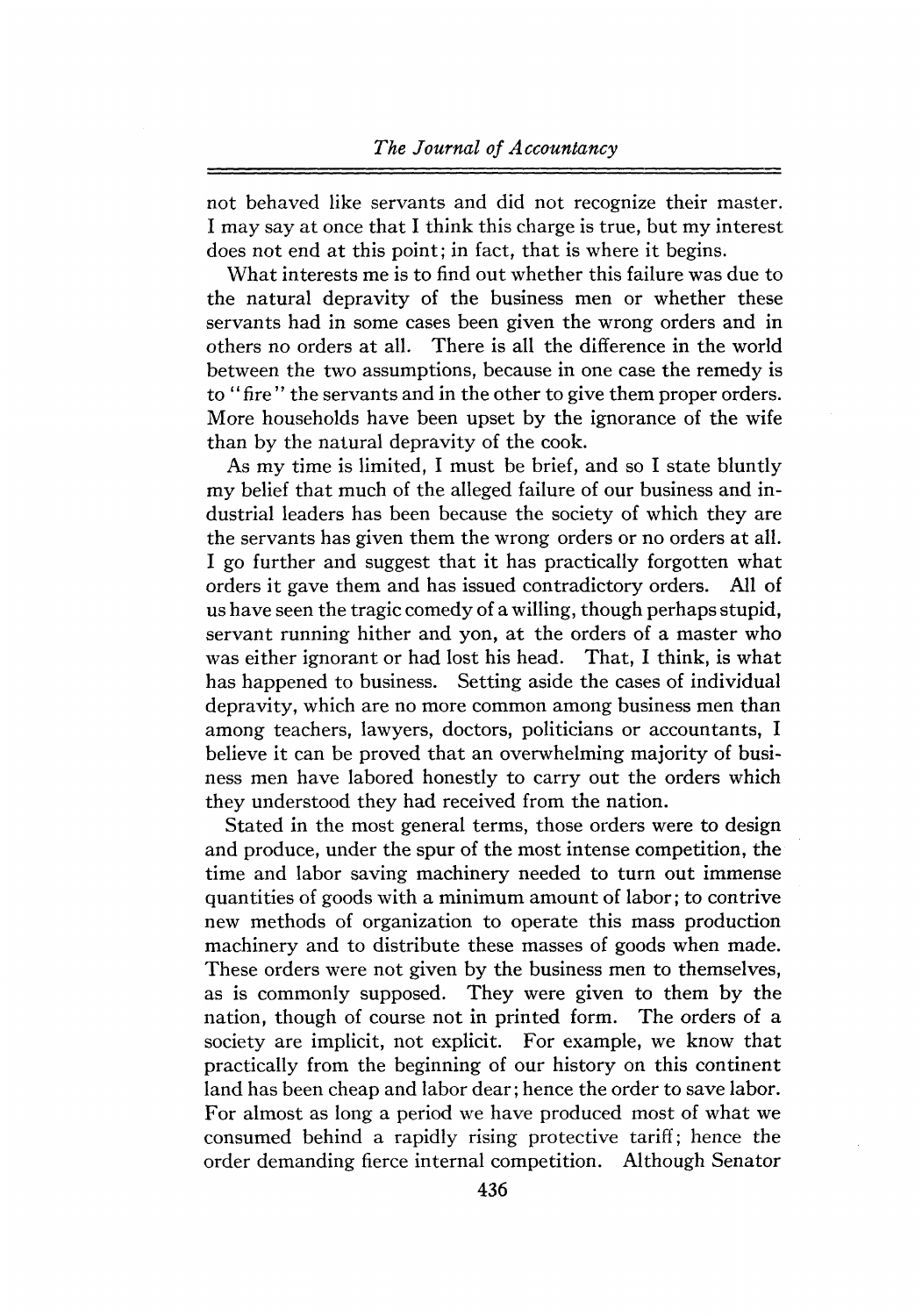not behaved like servants and did not recognize their master. I may say at once that I think this charge is true, but my interest does not end at this point; in fact, that is where it begins.

What interests me is to find out whether this failure was due to the natural depravity of the business men or whether these servants had in some cases been given the wrong orders and in others no orders at all. There is all the difference in the world between the two assumptions, because in one case the remedy is to "fire" the servants and in the other to give them proper orders. More households have been upset by the ignorance of the wife than by the natural depravity of the cook.

As my time is limited, I must be brief, and so I state bluntly my belief that much of the alleged failure of our business and industrial leaders has been because the society of which they are the servants has given them the wrong orders or no orders at all. I go further and suggest that it has practically forgotten what orders it gave them and has issued contradictory orders. All of us have seen the tragic comedy of a willing, though perhaps stupid, servant running hither and yon, at the orders of a master who was either ignorant or had lost his head. That, I think, is what has happened to business. Setting aside the cases of individual depravity, which are no more common among business men than among teachers, lawyers, doctors, politicians or accountants, I believe it can be proved that an overwhelming majority of business men have labored honestly to carry out the orders which they understood they had received from the nation.

Stated in the most general terms, those orders were to design and produce, under the spur of the most intense competition, the time and labor saving machinery needed to turn out immense quantities of goods with a minimum amount of labor; to contrive new methods of organization to operate this mass production machinery and to distribute these masses of goods when made. These orders were not given by the business men to themselves, as is commonly supposed. They were given to them by the nation, though of course not in printed form. The orders of a society are implicit, not explicit. For example, we know that practically from the beginning of our history on this continent land has been cheap and labor dear; hence the order to save labor. For almost as long a period we have produced most of what we consumed behind a rapidly rising protective tariff; hence the order demanding fierce internal competition. Although Senator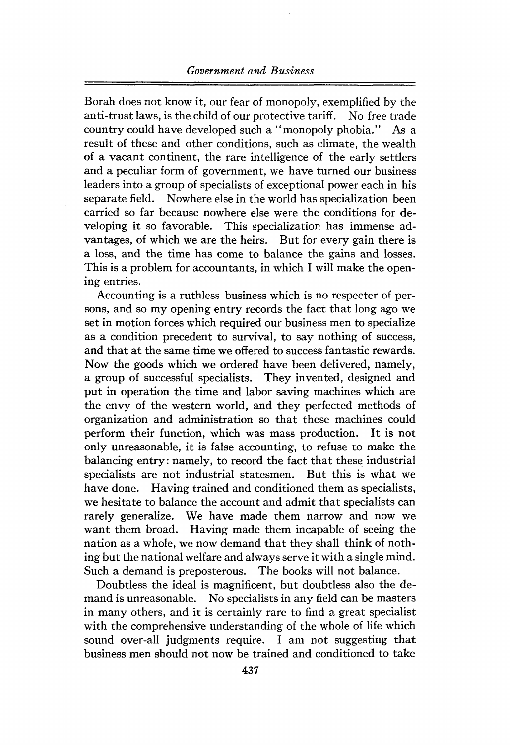Borah does not know it, our fear of monopoly, exemplified by the anti-trust laws, is the child of our protective tariff. No free trade country could have developed such a "monopoly phobia." As a result of these and other conditions, such as climate, the wealth of a vacant continent, the rare intelligence of the early settlers and a peculiar form of government, we have turned our business leaders into a group of specialists of exceptional power each in his separate field. Nowhere else in the world has specialization been carried so far because nowhere else were the conditions for developing it so favorable. This specialization has immense advantages, of which we are the heirs. But for every gain there is a loss, and the time has come to balance the gains and losses. This is a problem for accountants, in which I will make the opening entries.

Accounting is a ruthless business which is no respecter of persons, and so my opening entry records the fact that long ago we set in motion forces which required our business men to specialize as a condition precedent to survival, to say nothing of success, and that at the same time we offered to success fantastic rewards. Now the goods which we ordered have been delivered, namely, a group of successful specialists. They invented, designed and put in operation the time and labor saving machines which are the envy of the western world, and they perfected methods of organization and administration so that these machines could perform their function, which was mass production. It is not only unreasonable, it is false accounting, to refuse to make the balancing entry: namely, to record the fact that these industrial specialists are not industrial statesmen. But this is what we have done. Having trained and conditioned them as specialists, we hesitate to balance the account and admit that specialists can rarely generalize. We have made them narrow and now we want them broad. Having made them incapable of seeing the nation as a whole, we now demand that they shall think of nothing but the national welfare and always serve it with a single mind. Such a demand is preposterous. The books will not balance.

Doubtless the ideal is magnificent, but doubtless also the demand is unreasonable. No specialists in any field can be masters in many others, and it is certainly rare to find a great specialist with the comprehensive understanding of the whole of life which sound over-all judgments require. I am not suggesting that business men should not now be trained and conditioned to take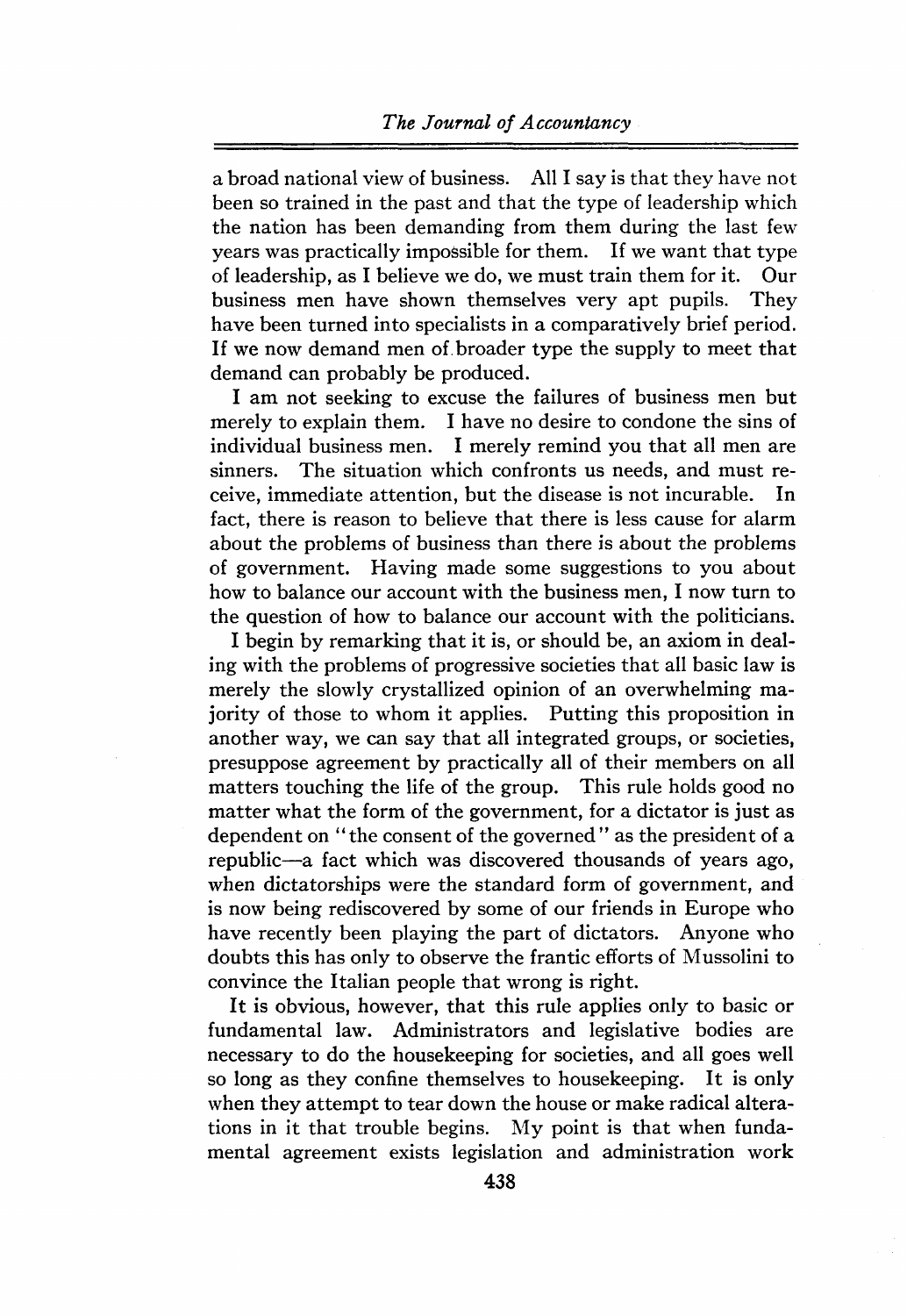a broad national view of business. All I say is that they have not been so trained in the past and that the type of leadership which the nation has been demanding from them during the last few years was practically impossible for them. If we want that type of leadership, as I believe we do, we must train them for it. Our business men have shown themselves very apt pupils. They have been turned into specialists in a comparatively brief period. If we now demand men of broader type the supply to meet that demand can probably be produced.

I am not seeking to excuse the failures of business men but merely to explain them. I have no desire to condone the sins of individual business men. I merely remind you that all men are sinners. The situation which confronts us needs, and must receive, immediate attention, but the disease is not incurable. In fact, there is reason to believe that there is less cause for alarm about the problems of business than there is about the problems of government. Having made some suggestions to you about how to balance our account with the business men, I now turn to the question of how to balance our account with the politicians.

I begin by remarking that it is, or should be, an axiom in dealing with the problems of progressive societies that all basic law is merely the slowly crystallized opinion of an overwhelming majority of those to whom it applies. Putting this proposition in another way, we can say that all integrated groups, or societies, presuppose agreement by practically all of their members on all matters touching the life of the group. This rule holds good no matter what the form of the government, for a dictator is just as dependent on "the consent of the governed" as the president of a republic—a fact which was discovered thousands of years ago, when dictatorships were the standard form of government, and is now being rediscovered by some of our friends in Europe who have recently been playing the part of dictators. Anyone who doubts this has only to observe the frantic efforts of Mussolini to convince the Italian people that wrong is right.

It is obvious, however, that this rule applies only to basic or fundamental law. Administrators and legislative bodies are necessary to do the housekeeping for societies, and all goes well so long as they confine themselves to housekeeping. It is only when they attempt to tear down the house or make radical alterations in it that trouble begins. My point is that when fundamental agreement exists legislation and administration work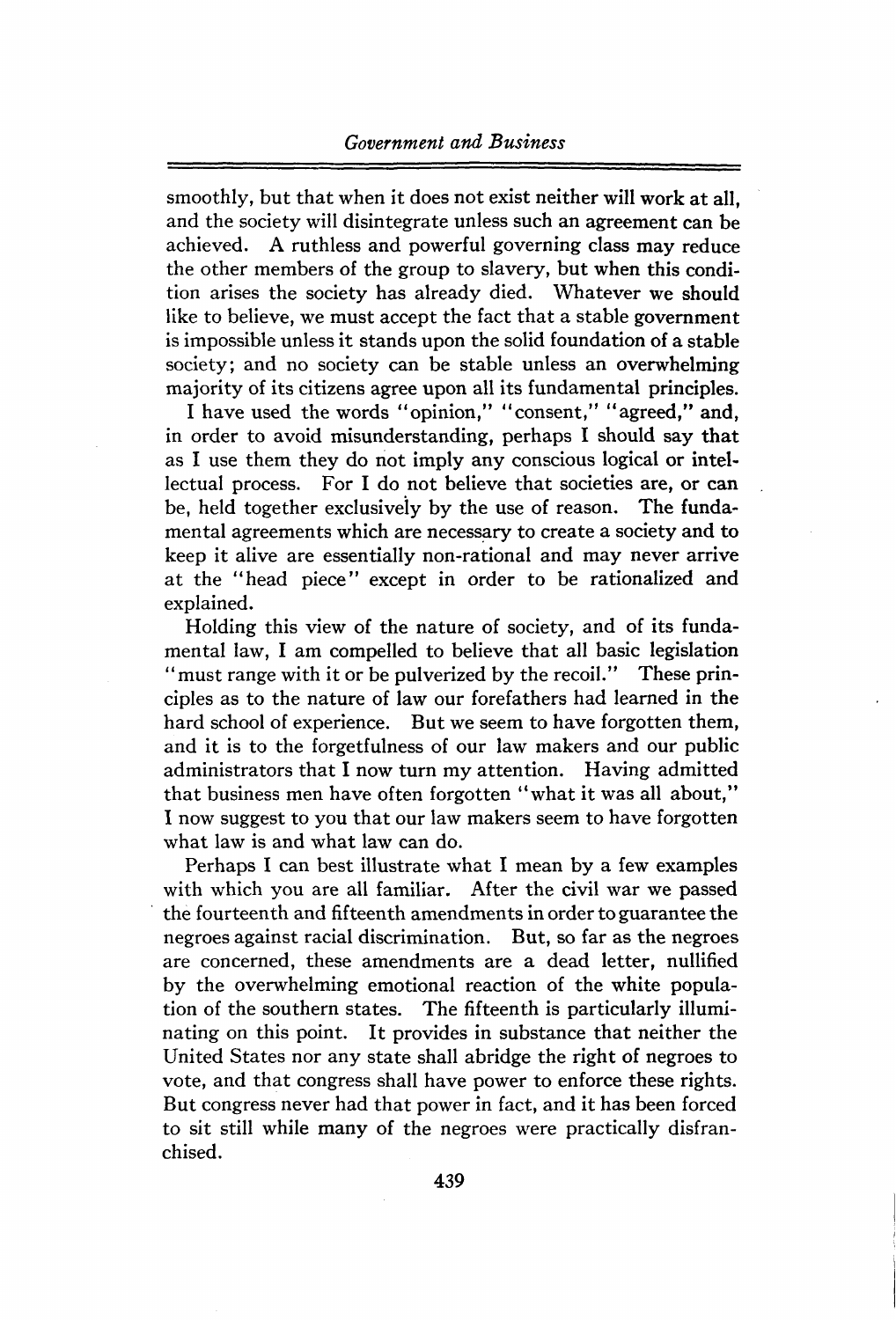smoothly, but that when it does not exist neither will work at all, and the society will disintegrate unless such an agreement can be achieved. A ruthless and powerful governing class may reduce the other members of the group to slavery, but when this condition arises the society has already died. Whatever we should like to believe, we must accept the fact that a stable government is impossible unless it stands upon the solid foundation of a stable society; and no society can be stable unless an overwhelming majority of its citizens agree upon all its fundamental principles.

I have used the words "opinion," "consent," "agreed," and, in order to avoid misunderstanding, perhaps I should say that as I use them they do not imply any conscious logical or intellectual process. For I do not believe that societies are, or can be, held together exclusively by the use of reason. The fundamental agreements which are necessary to create a society and to keep it alive are essentially non-rational and may never arrive at the "head piece" except in order to be rationalized and explained.

Holding this view of the nature of society, and of its fundamental law, I am compelled to believe that all basic legislation "must range with it or be pulverized by the recoil." These principles as to the nature of law our forefathers had learned in the hard school of experience. But we seem to have forgotten them, and it is to the forgetfulness of our law makers and our public administrators that I now turn my attention. Having admitted that business men have often forgotten "what it was all about," I now suggest to you that our law makers seem to have forgotten what law is and what law can do.

Perhaps I can best illustrate what I mean by a few examples with which you are all familiar. After the civil war we passed the fourteenth and fifteenth amendments in order to guarantee the negroes against racial discrimination. But, so far as the negroes are concerned, these amendments are a dead letter, nullified by the overwhelming emotional reaction of the white population of the southern states. The fifteenth is particularly illuminating on this point. It provides in substance that neither the United States nor any state shall abridge the right of negroes to vote, and that congress shall have power to enforce these rights. But congress never had that power in fact, and it has been forced to sit still while many of the negroes were practically disfranchised.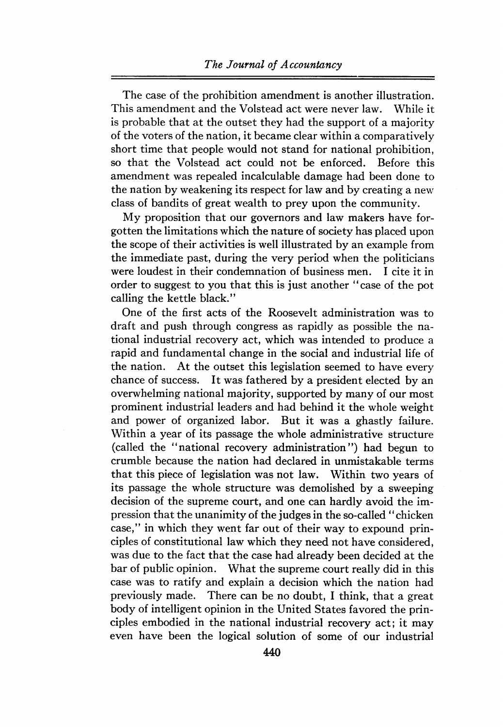The case of the prohibition amendment is another illustration. This amendment and the Volstead act were never law. While it is probable that at the outset they had the support of a majority of the voters of the nation, it became clear within a comparatively short time that people would not stand for national prohibition, so that the Volstead act could not be enforced. Before this amendment was repealed incalculable damage had been done to the nation by weakening its respect for law and by creating a new class of bandits of great wealth to prey upon the community.

My proposition that our governors and law makers have forgotten the limitations which the nature of society has placed upon the scope of their activities is well illustrated by an example from the immediate past, during the very period when the politicians were loudest in their condemnation of business men. I cite it in order to suggest to you that this is just another "case of the pot calling the kettle black."

One of the first acts of the Roosevelt administration was to draft and push through congress as rapidly as possible the national industrial recovery act, which was intended to produce a rapid and fundamental change in the social and industrial life of the nation. At the outset this legislation seemed to have every chance of success. It was fathered by a president elected by an overwhelming national majority, supported by many of our most prominent industrial leaders and had behind it the whole weight and power of organized labor. But it was a ghastly failure. Within a year of its passage the whole administrative structure (called the "national recovery administration") had begun to crumble because the nation had declared in unmistakable terms that this piece of legislation was not law. Within two years of its passage the whole structure was demolished by a sweeping decision of the supreme court, and one can hardly avoid the impression that the unanimity of the judges in the so-called "chicken case," in which they went far out of their way to expound principles of constitutional law which they need not have considered, was due to the fact that the case had already been decided at the bar of public opinion. What the supreme court really did in this case was to ratify and explain a decision which the nation had previously made. There can be no doubt, I think, that a great body of intelligent opinion in the United States favored the principles embodied in the national industrial recovery act; it may even have been the logical solution of some of our industrial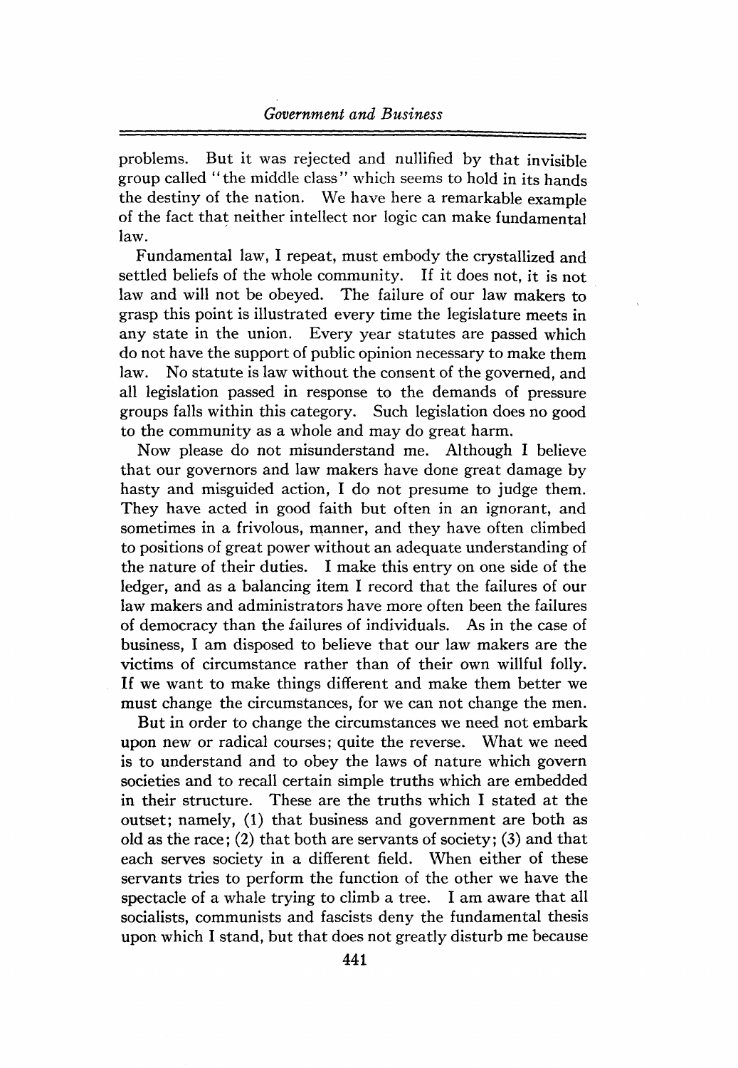problems. But it was rejected and nullified by that invisible group called "the middle class" which seems to hold in its hands the destiny of the nation. We have here a remarkable example of the fact that neither intellect nor logic can make fundamental law.

Fundamental law, I repeat, must embody the crystallized and settled beliefs of the whole community. If it does not, it is not law and will not be obeyed. The failure of our law makers to grasp this point is illustrated every time the legislature meets in any state in the union. Every year statutes are passed which do not have the support of public opinion necessary to make them law. No statute is law without the consent of the governed, and all legislation passed in response to the demands of pressure groups falls within this category. Such legislation does no good to the community as a whole and may do great harm.

Now please do not misunderstand me. Although I believe that our governors and law makers have done great damage by hasty and misguided action, I do not presume to judge them. They have acted in good faith but often in an ignorant, and sometimes in a frivolous, manner, and they have often climbed to positions of great power without an adequate understanding of the nature of their duties. I make this entry on one side of the ledger, and as a balancing item I record that the failures of our law makers and administrators have more often been the failures of democracy than the failures of individuals. As in the case of business, I am disposed to believe that our law makers are the victims of circumstance rather than of their own willful folly. If we want to make things different and make them better we must change the circumstances, for we can not change the men.

But in order to change the circumstances we need not embark upon new or radical courses; quite the reverse. What we need is to understand and to obey the laws of nature which govern societies and to recall certain simple truths which are embedded in their structure. These are the truths which I stated at the outset; namely, (1) that business and government are both as old as the race; (2) that both are servants of society; (3) and that each serves society in a different field. When either of these servants tries to perform the function of the other we have the spectacle of a whale trying to climb a tree. I am aware that all socialists, communists and fascists deny the fundamental thesis upon which I stand, but that does not greatly disturb me because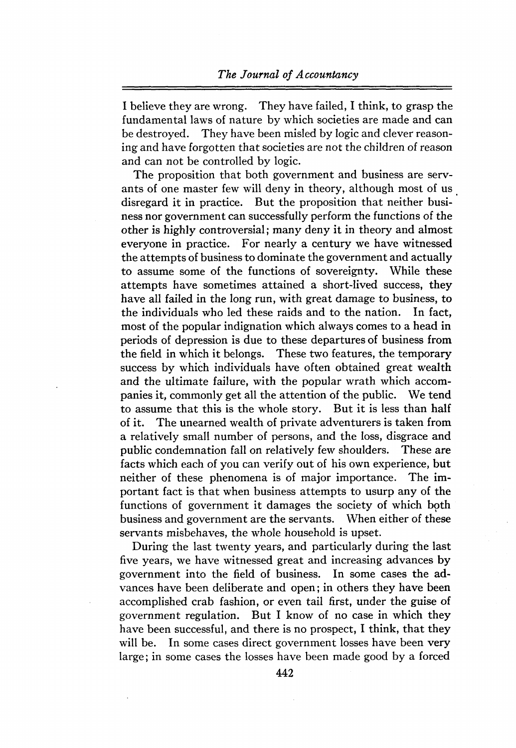I believe they are wrong. They have failed, I think, to grasp the fundamental laws of nature by which societies are made and can be destroyed. They have been misled by logic and clever reasoning and have forgotten that societies are not the children of reason and can not be controlled by logic.

The proposition that both government and business are servants of one master few will deny in theory, although most of us disregard it in practice. But the proposition that neither business nor government can successfully perform the functions of the other is highly controversial; many deny it in theory and almost everyone in practice. For nearly a century we have witnessed the attempts of business to dominate the government and actually to assume some of the functions of sovereignty. While these attempts have sometimes attained a short-lived success, they have all failed in the long run, with great damage to business, to the individuals who led these raids and to the nation. In fact, most of the popular indignation which always comes to a head in periods of depression is due to these departures of business from the field in which it belongs. These two features, the temporary success by which individuals have often obtained great wealth and the ultimate failure, with the popular wrath which accompanies it, commonly get all the attention of the public. We tend to assume that this is the whole story. But it is less than half of it. The unearned wealth of private adventurers is taken from a relatively small number of persons, and the loss, disgrace and public condemnation fall on relatively few shoulders. These are facts which each of you can verify out of his own experience, but neither of these phenomena is of major importance. The important fact is that when business attempts to usurp any of the functions of government it damages the society of which both business and government are the servants. When either of these servants misbehaves, the whole household is upset.

During the last twenty years, and particularly during the last five years, we have witnessed great and increasing advances by government into the field of business. In some cases the advances have been deliberate and open; in others they have been accomplished crab fashion, or even tail first, under the guise of government regulation. But I know of no case in which they have been successful, and there is no prospect, I think, that they will be. In some cases direct government losses have been very large; in some cases the losses have been made good by a forced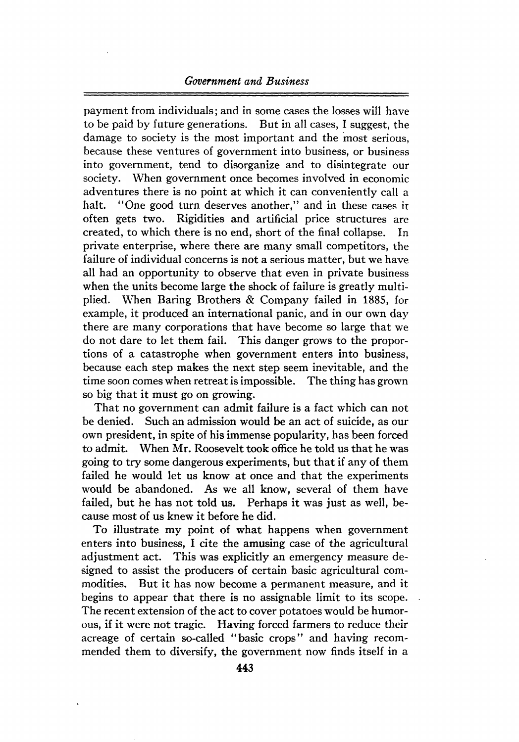payment from individuals; and in some cases the losses will have to be paid by future generations. But in all cases, I suggest, the damage to society is the most important and the most serious, because these ventures of government into business, or business into government, tend to disorganize and to disintegrate our society. When government once becomes involved in economic adventures there is no point at which it can conveniently call a halt. "One good turn deserves another," and in these cases it often gets two. Rigidities and artificial price structures are created, to which there is no end, short of the final collapse. In private enterprise, where there are many small competitors, the failure of individual concerns is not a serious matter, but we have all had an opportunity to observe that even in private business when the units become large the shock of failure is greatly multiplied. When Baring Brothers & Company failed in 1885, for example, it produced an international panic, and in our own day there are many corporations that have become so large that we do not dare to let them fail. This danger grows to the proportions of a catastrophe when government enters into business, because each step makes the next step seem inevitable, and the time soon comes when retreat is impossible. The thing has grown so big that it must go on growing.

That no government can admit failure is a fact which can not be denied. Such an admission would be an act of suicide, as our own president, in spite of his immense popularity, has been forced to admit. When Mr. Roosevelt took office he told us that he was going to try some dangerous experiments, but that if any of them failed he would let us know at once and that the experiments would be abandoned. As we all know, several of them have failed, but he has not told us. Perhaps it was just as well, because most of us knew it before he did.

To illustrate my point of what happens when government enters into business, I cite the amusing case of the agricultural adjustment act. This was explicitly an emergency measure designed to assist the producers of certain basic agricultural commodities. But it has now become a permanent measure, and it begins to appear that there is no assignable limit to its scope. The recent extension of the act to cover potatoes would be humorous, if it were not tragic. Having forced farmers to reduce their acreage of certain so-called "basic crops" and having recommended them to diversify, the government now finds itself in a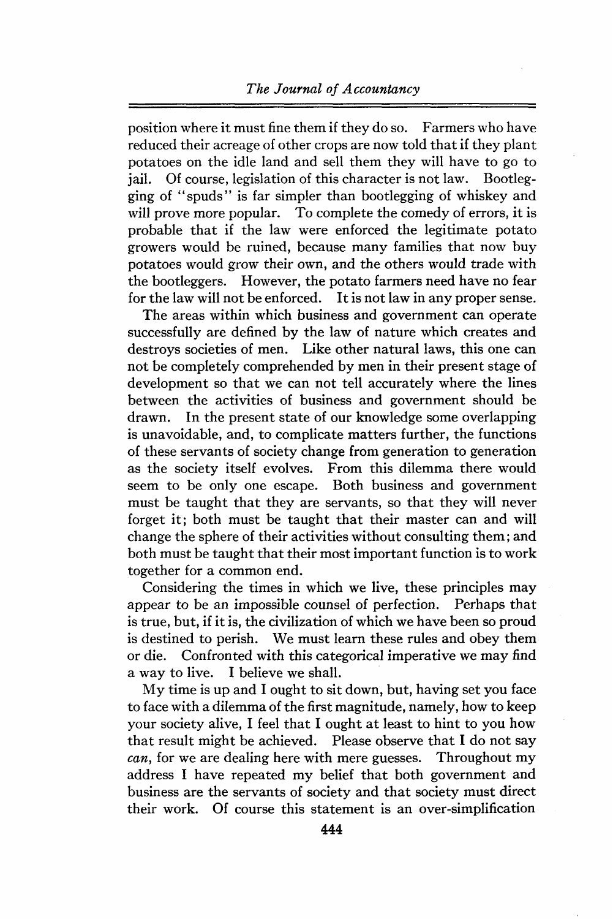position where it must fine them if they do so. Farmers who have reduced their acreage of other crops are now told that if they plant potatoes on the idle land and sell them they will have to go to jail. Of course, legislation of this character is not law. Bootlegging of "spuds" is far simpler than bootlegging of whiskey and will prove more popular. To complete the comedy of errors, it is probable that if the law were enforced the legitimate potato growers would be ruined, because many families that now buy potatoes would grow their own, and the others would trade with the bootleggers. However, the potato farmers need have no fear for the law will not be enforced. It is not law in any proper sense.

The areas within which business and government can operate successfully are defined by the law of nature which creates and destroys societies of men. Like other natural laws, this one can not be completely comprehended by men in their present stage of development so that we can not tell accurately where the lines between the activities of business and government should be drawn. In the present state of our knowledge some overlapping is unavoidable, and, to complicate matters further, the functions of these servants of society change from generation to generation as the society itself evolves. From this dilemma there would seem to be only one escape. Both business and government must be taught that they are servants, so that they will never forget it; both must be taught that their master can and will change the sphere of their activities without consulting them; and both must be taught that their most important function is to work together for a common end.

Considering the times in which we live, these principles may appear to be an impossible counsel of perfection. Perhaps that is true, but, if it is, the civilization of which we have been so proud is destined to perish. We must learn these rules and obey them or die. Confronted with this categorical imperative we may find a way to live. I believe we shall.

My time is up and I ought to sit down, but, having set you face to face with a dilemma of the first magnitude, namely, how to keep your society alive, I feel that I ought at least to hint to you how that result might be achieved. Please observe that I do not say *can*, for we are dealing here with mere guesses. Throughout my address I have repeated my belief that both government and business are the servants of society and that society must direct their work. Of course this statement is an over-simplification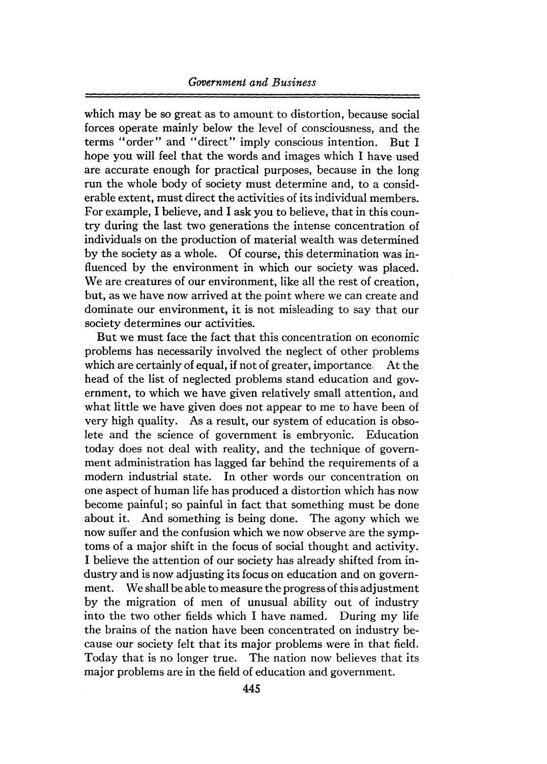which may be so great as to amount to distortion, because social forces operate mainly below the level of consciousness, and the terms "order" and "direct" imply conscious intention. But I hope you will feel that the words and images which I have used are accurate enough for practical purposes, because in the long run the whole body of society must determine and, to a considerable extent, must direct the activities of its individual members. For example, I believe, and I ask you to believe, that in this country during the last two generations the intense concentration of individuals on the production of material wealth was determined by the society as a whole. Of course, this determination was influenced by the environment in which our society was placed. We are creatures of our environment, like all the rest of creation, but, as we have now arrived at the point where we can create and dominate our environment, it is not misleading to say that our society determines our activities.

But we must face the fact that this concentration on economic problems has necessarily involved the neglect of other problems which are certainly of equal, if not of greater, importance. At the head of the list of neglected problems stand education and government, to which we have given relatively small attention, and what little we have given does not appear to me to have been of very high quality. As a result, our system of education is obsolete and the science of government is embryonic. Education today does not deal with reality, and the technique of government administration has lagged far behind the requirements of a modern industrial state. In other words our concentration on one aspect of human life has produced a distortion which has now become painful; so painful in fact that something must be done about it. And something is being done. The agony which we now suffer and the confusion which we now observe are the symptoms of a major shift in the focus of social thought and activity. I believe the attention of our society has already shifted from industry and is now adjusting its focus on education and on government. We shall be able to measure the progress of this adjustment by the migration of men of unusual ability out of industry into the two other fields which I have named. During my life the brains of the nation have been concentrated on industry because our society felt that its major problems were in that field. Today that is no longer true. The nation now believes that its major problems are in the field of education and government.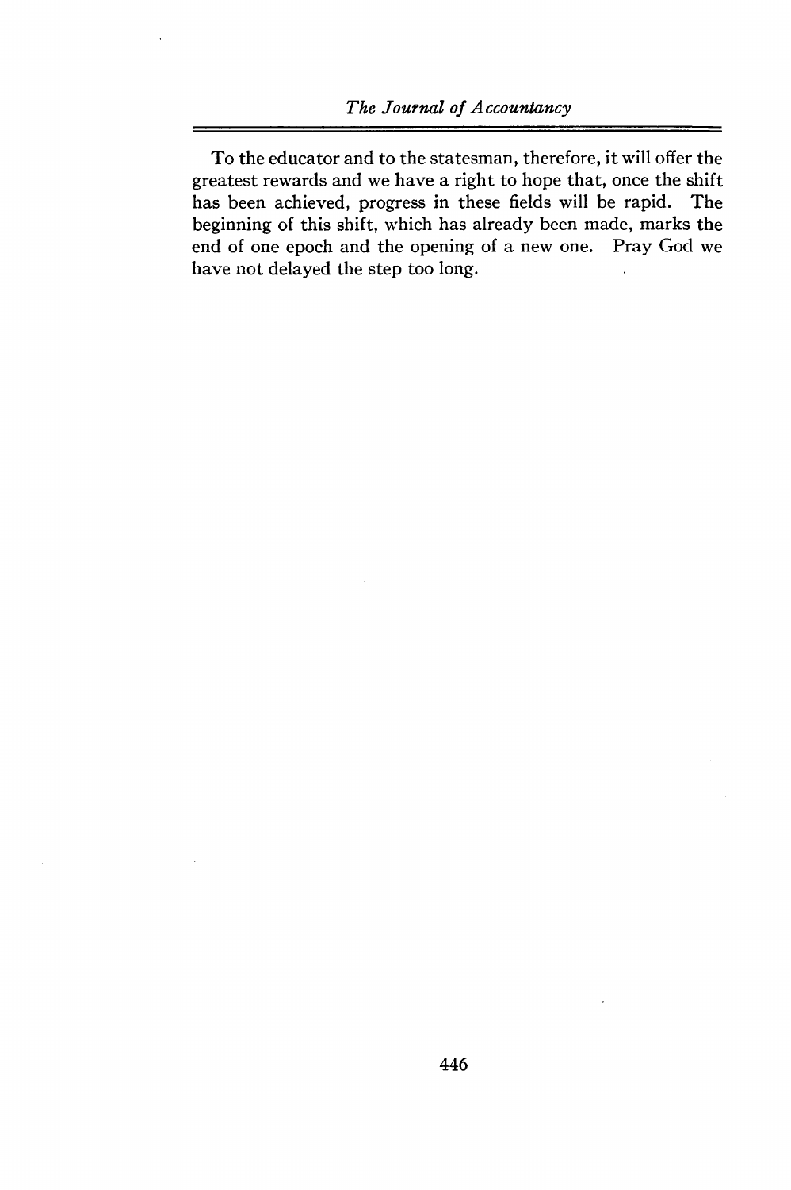To the educator and to the statesman, therefore, it will offer the greatest rewards and we have a right to hope that, once the shift has been achieved, progress in these fields will be rapid. The beginning of this shift, which has already been made, marks the end of one epoch and the opening of a new one. Pray God we have not delayed the step too long.